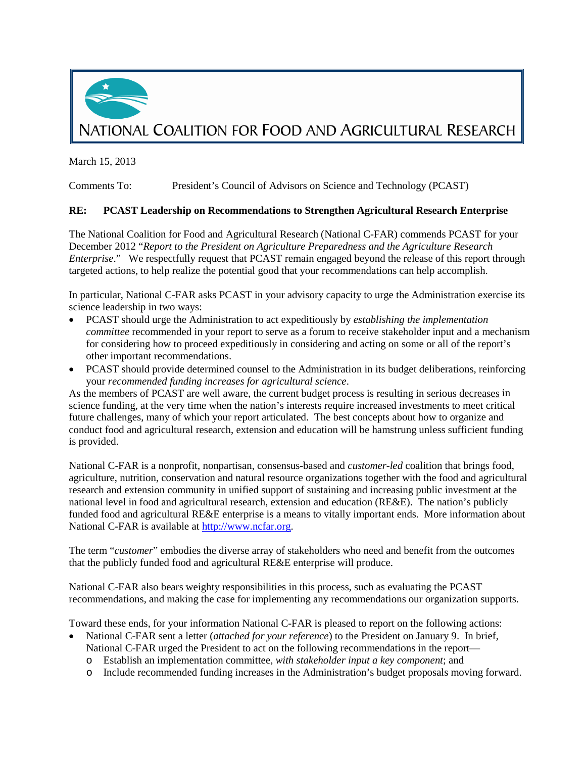# NATIONAL COALITION FOR FOOD AND AGRICULTURAL RESEARCH

March 15, 2013

Comments To: President's Council of Advisors on Science and Technology (PCAST)

**RE: PCAST Leadership on Recommendations to Strengthen Agricultural Research Enterprise**

The National Coalition for Food and Agricultural Research (National C-FAR) commends PCAST for your December 2012 "*Report to the President on Agriculture Preparedness and the Agriculture Research Enterprise*." We respectfully request that PCAST remain engaged beyond the release of this report through targeted actions, to help realize the potential good that your recommendations can help accomplish.

In particular, National C-FAR asks PCAST in your advisory capacity to urge the Administration exercise its science leadership in two ways:

- PCAST should urge the Administration to act expeditiously by *establishing the implementation committee* recommended in your report to serve as a forum to receive stakeholder input and a mechanism for considering how to proceed expeditiously in considering and acting on some or all of the report's other important recommendations.
- PCAST should provide determined counsel to the Administration in its budget deliberations, reinforcing your *recommended funding increases for agricultural science*.

As the members of PCAST are well aware, the current budget process is resulting in serious decreases in science funding, at the very time when the nation's interests require increased investments to meet critical future challenges, many of which your report articulated. The best concepts about how to organize and conduct food and agricultural research, extension and education will be hamstrung unless sufficient funding is provided.

National C-FAR is a nonprofit, nonpartisan, consensus-based and *customer-led* coalition that brings food, agriculture, nutrition, conservation and natural resource organizations together with the food and agricultural research and extension community in unified support of sustaining and increasing public investment at the national level in food and agricultural research, extension and education (RE&E). The nation's publicly funded food and agricultural RE&E enterprise is a means to vitally important ends. More information about National C-FAR is available at http://www.ncfar.org.

The term "*customer*" embodies the diverse array of stakeholders who need and benefit from the outcomes that the publicly funded food and agricultural RE&E enterprise will produce.

National C-FAR also bears weighty responsibilities in this process, such as evaluating the PCAST recommendations, and making the case for implementing any recommendations our organization supports.

Toward these ends, for your information National C-FAR is pleased to report on the following actions:

- National C-FAR sent a letter (*attached for your reference*) to the President on January 9. In brief, National C-FAR urged the President to act on the following recommendations in the report—
  - Establish an implementation committee, *with stakeholder input a key component*; and
  - Include recommended funding increases in the Administration's budget proposals moving forward.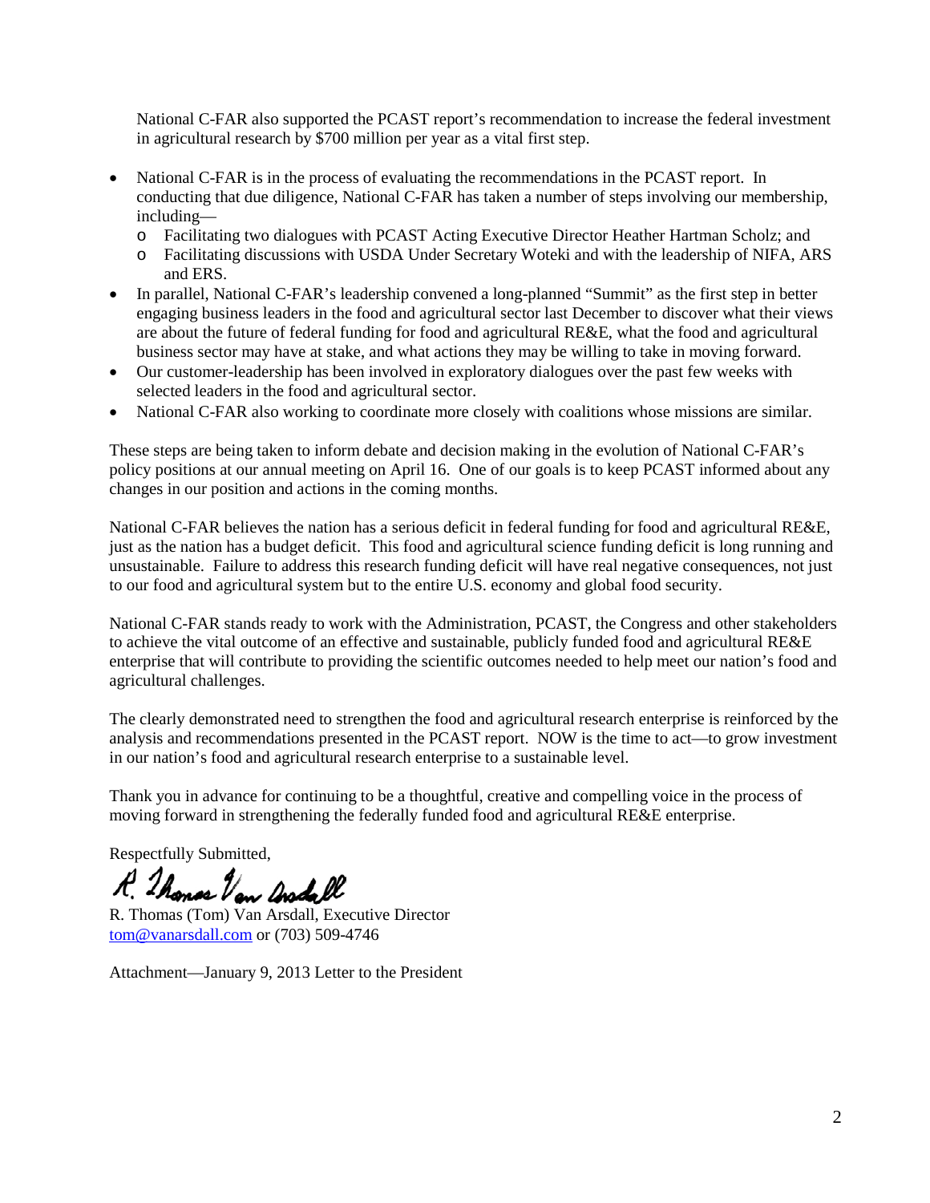National C-FAR also supported the PCAST report's recommendation to increase the federal investment in agricultural research by $700 million per year as a vital first step.

- National C-FAR is in the process of evaluating the recommendations in the PCAST report. In conducting that due diligence, National C-FAR has taken a number of steps involving our membership, including—
  - Facilitating two dialogues with PCAST Acting Executive Director Heather Hartman Scholz; and
  - Facilitating discussions with USDA Under Secretary Woteki and with the leadership of NIFA, ARS and ERS.
- In parallel, National C-FAR's leadership convened a long-planned "Summit" as the first step in better engaging business leaders in the food and agricultural sector last December to discover what their views are about the future of federal funding for food and agricultural RE&E, what the food and agricultural business sector may have at stake, and what actions they may be willing to take in moving forward.
- Our customer-leadership has been involved in exploratory dialogues over the past few weeks with selected leaders in the food and agricultural sector.
- National C-FAR also working to coordinate more closely with coalitions whose missions are similar.

These steps are being taken to inform debate and decision making in the evolution of National C-FAR's policy positions at our annual meeting on April 16. One of our goals is to keep PCAST informed about any changes in our position and actions in the coming months.

National C-FAR believes the nation has a serious deficit in federal funding for food and agricultural RE&E, just as the nation has a budget deficit. This food and agricultural science funding deficit is long running and unsustainable. Failure to address this research funding deficit will have real negative consequences, not just to our food and agricultural system but to the entire U.S. economy and global food security.

National C-FAR stands ready to work with the Administration, PCAST, the Congress and other stakeholders to achieve the vital outcome of an effective and sustainable, publicly funded food and agricultural RE&E enterprise that will contribute to providing the scientific outcomes needed to help meet our nation's food and agricultural challenges.

The clearly demonstrated need to strengthen the food and agricultural research enterprise is reinforced by the analysis and recommendations presented in the PCAST report. NOW is the time to act—to grow investment in our nation's food and agricultural research enterprise to a sustainable level.

Thank you in advance for continuing to be a thoughtful, creative and compelling voice in the process of moving forward in strengthening the federally funded food and agricultural RE&E enterprise.

Respectfully Submitted,

R. Thomas Van Arsdall

R. Thomas (Tom) Van Arsdall, Executive Director
tom@vanarsdall.com or (703) 509-4746

Attachment—January 9, 2013 Letter to the President